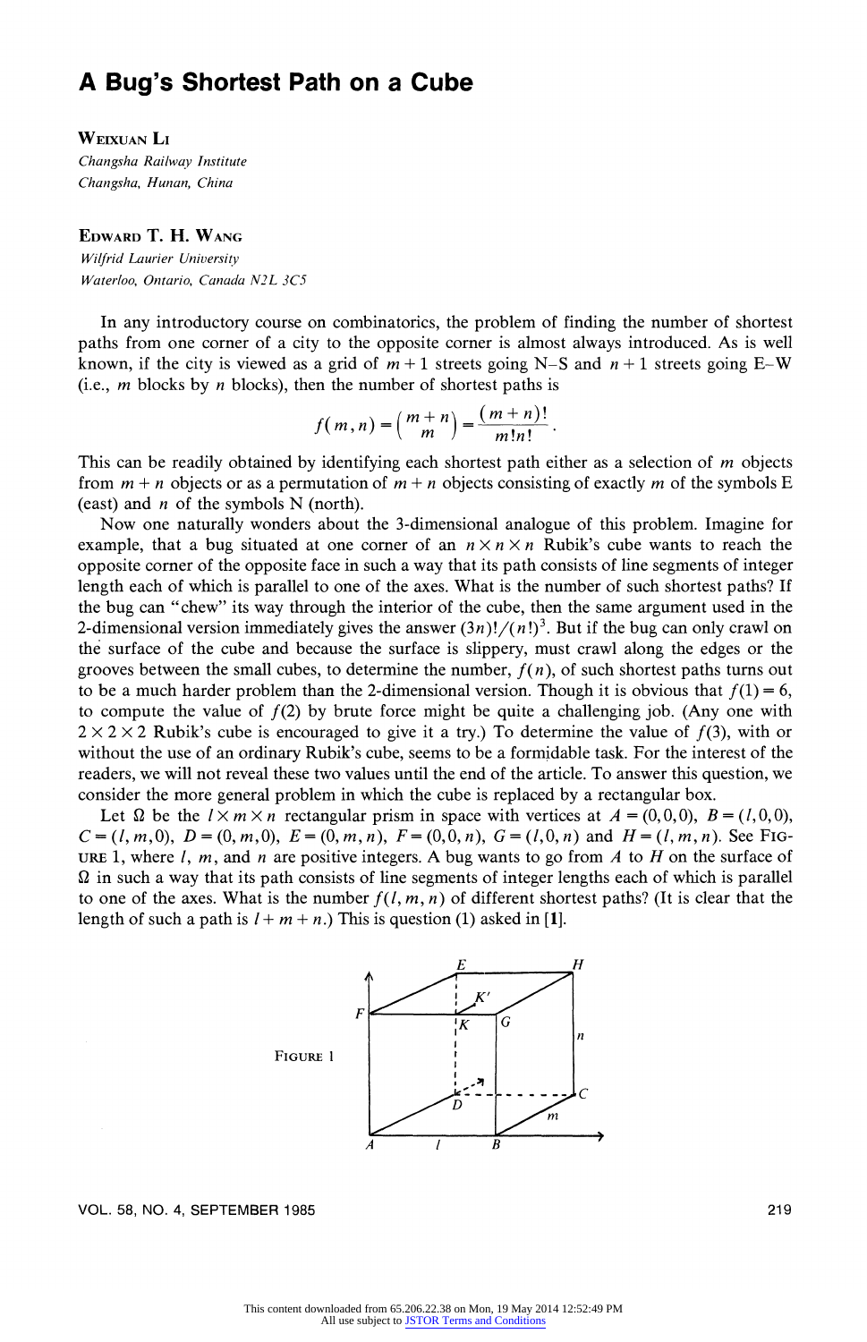# A Bug's Shortest Path on a Cube

**WEIXUAN LI**
*Changsha Railway Institute*
*Changsha, Hunan, China*

**EDWARD T. H. WANG**
*Wilfrid Laurier University*
*Waterloo, Ontario, Canada N2L 3C5*

In any introductory course on combinatorics, the problem of finding the number of shortest paths from one corner of a city to the opposite corner is almost always introduced. As is well known, if the city is viewed as a grid of $m+1$ streets going N–S and $n+1$ streets going E–W (i.e., $m$ blocks by $n$ blocks), then the number of shortest paths is

$$f(m,n) = \binom{m+n}{m} = \frac{(m+n)!}{m!n!}.$$

This can be readily obtained by identifying each shortest path either as a selection of $m$ objects from $m+n$ objects or as a permutation of $m+n$ objects consisting of exactly $m$ of the symbols E (east) and $n$ of the symbols N (north).

Now one naturally wonders about the 3-dimensional analogue of this problem. Imagine for example, that a bug situated at one corner of an $n \times n \times n$ Rubik's cube wants to reach the opposite corner of the opposite face in such a way that its path consists of line segments of integer length each of which is parallel to one of the axes. What is the number of such shortest paths? If the bug can "chew" its way through the interior of the cube, then the same argument used in the 2-dimensional version immediately gives the answer $(3n)!/(n!)^3$. But if the bug can only crawl on the surface of the cube and because the surface is slippery, must crawl along the edges or the grooves between the small cubes, to determine the number, $f(n)$, of such shortest paths turns out to be a much harder problem than the 2-dimensional version. Though it is obvious that $f(1) = 6$, to compute the value of $f(2)$ by brute force might be quite a challenging job. (Any one with $2 \times 2 \times 2$ Rubik's cube is encouraged to give it a try.) To determine the value of $f(3)$, with or without the use of an ordinary Rubik's cube, seems to be a formidable task. For the interest of the readers, we will not reveal these two values until the end of the article. To answer this question, we consider the more general problem in which the cube is replaced by a rectangular box.

Let $\Omega$ be the $l \times m \times n$ rectangular prism in space with vertices at $A = (0,0,0)$, $B = (l,0,0)$, $C = (l,m,0)$, $D = (0,m,0)$, $E = (0,m,n)$, $F = (0,0,n)$, $G = (l,0,n)$ and $H = (l,m,n)$. See FIGURE 1, where $l$, $m$, and $n$ are positive integers. A bug wants to go from $A$ to $H$ on the surface of $\Omega$ in such a way that its path consists of line segments of integer lengths each of which is parallel to one of the axes. What is the number $f(l,m,n)$ of different shortest paths? (It is clear that the length of such a path is $l+m+n$.) This is question (1) asked in [1].

FIGURE 1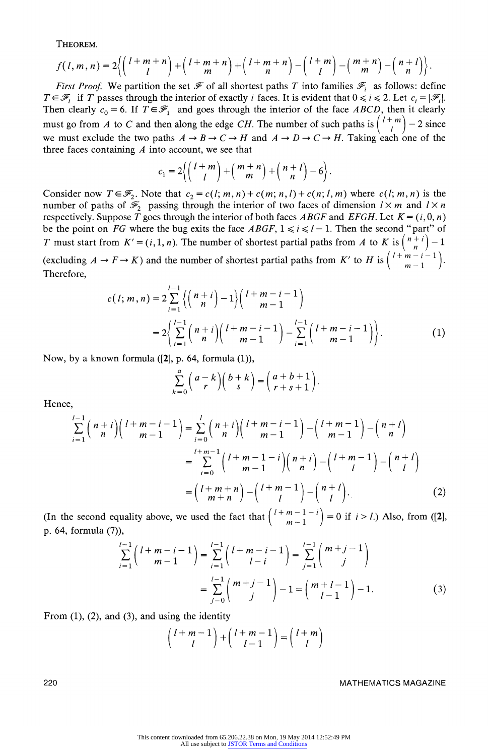THEOREM.

$$f(l,m,n)=2\left\{\binom{l+m+n}{l}+\binom{l+m+n}{m}+\binom{l+m+n}{n}-\binom{l+m}{l}-\binom{m+n}{m}-\binom{n+l}{n}\right\}.$$

*First Proof.* We partition the set $\mathscr{F}$ of all shortest paths $T$ into families $\mathscr{F}_i$ as follows: define $T\in\mathscr{F}_i$ if $T$ passes through the interior of exactly $i$ faces. It is evident that $0\leqslant i\leqslant 2$. Let $c_i=|\mathscr{F}_i|$. Then clearly $c_0=6$. If $T\in\mathscr{F}_1$ and goes through the interior of the face $ABCD$, then it clearly must go from $A$ to $C$ and then along the edge $CH$. The number of such paths is $\binom{l+m}{l}-2$ since we must exclude the two paths $A\to B\to C\to H$ and $A\to D\to C\to H$. Taking each one of the three faces containing $A$ into account, we see that

$$c_1=2\left\{\binom{l+m}{l}+\binom{m+n}{m}+\binom{n+l}{n}-6\right\}.$$

Consider now $T\in\mathscr{F}_2$. Note that $c_2=c(l;m,n)+c(m;n,l)+c(n;l,m)$ where $c(l;m,n)$ is the number of paths of $\mathscr{F}_2$ passing through the interior of two faces of dimension $l\times m$ and $l\times n$ respectively. Suppose $T$ goes through the interior of both faces $ABGF$ and $EFGH$. Let $K=(i,0,n)$ be the point on $FG$ where the bug exits the face $ABGF$, $1\leqslant i\leqslant l-1$. Then the second "part" of $T$ must start from $K'=(i,1,n)$. The number of shortest partial paths from $A$ to $K$ is $\binom{n+i}{n}-1$ (excluding $A\to F\to K$) and the number of shortest partial paths from $K'$ to $H$ is $\binom{l+m-i-1}{m-1}$. Therefore,

$$\begin{aligned}c(l;m,n)&=2\sum_{i=1}^{l-1}\left\{\binom{n+i}{n}-1\right\}\binom{l+m-i-1}{m-1}\\&=2\left\{\sum_{i=1}^{l-1}\binom{n+i}{n}\binom{l+m-i-1}{m-1}-\sum_{i=1}^{l-1}\binom{l+m-i-1}{m-1}\right\}.\end{aligned}\tag{1}$$

Now, by a known formula ([2], p. 64, formula (1)),

$$\sum_{k=0}^{a}\binom{a-k}{r}\binom{b+k}{s}=\binom{a+b+1}{r+s+1}.$$

Hence,

$$\begin{aligned}\sum_{i=1}^{l-1}\binom{n+i}{n}\binom{l+m-i-1}{m-1}&=\sum_{i=0}^{l}\binom{n+i}{n}\binom{l+m-i-1}{m-1}-\binom{l+m-1}{m-1}-\binom{n+l}{n}\\&=\sum_{i=0}^{l+m-1}\binom{l+m-1-i}{m-1}\binom{n+i}{n}-\binom{l+m-1}{l}-\binom{n+l}{l}\\&=\binom{l+m+n}{m+n}-\binom{l+m-1}{l}-\binom{n+l}{l}.\end{aligned}\tag{2}$$

(In the second equality above, we used the fact that $\binom{l+m-1-i}{m-1}=0$ if $i>l$.) Also, from ([2], p. 64, formula (7)),

$$\begin{aligned}\sum_{i=1}^{l-1}\binom{l+m-i-1}{m-1}&=\sum_{i=1}^{l-1}\binom{l+m-i-1}{l-i}=\sum_{j=1}^{l-1}\binom{m+j-1}{j}\\&=\sum_{j=0}^{l-1}\binom{m+j-1}{j}-1=\binom{m+l-1}{l-1}-1.\end{aligned}\tag{3}$$

From (1), (2), and (3), and using the identity

$$\binom{l+m-1}{l}+\binom{l+m-1}{l-1}=\binom{l+m}{l}$$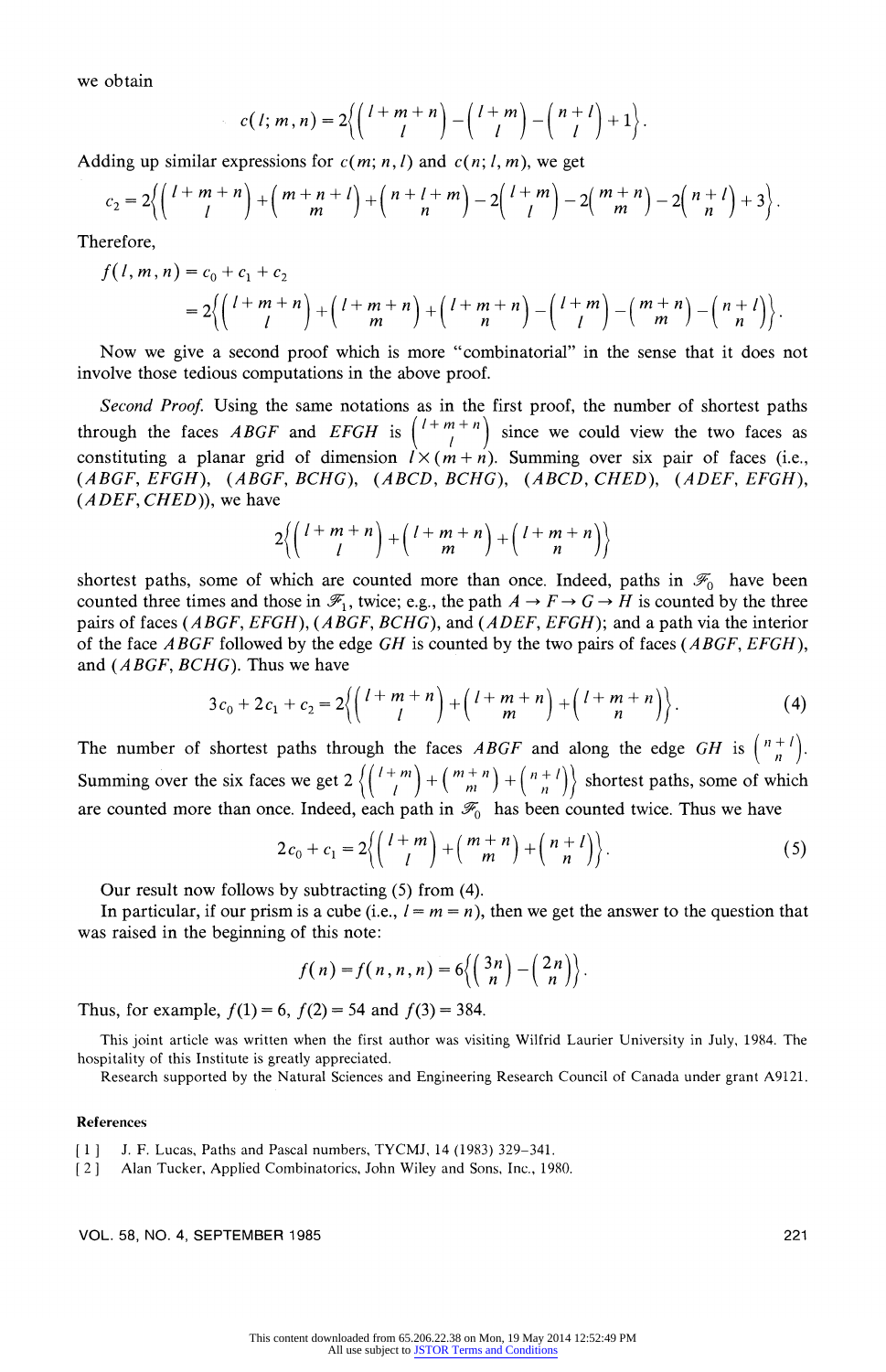we obtain

$$c(l; m, n) = 2\left\{\binom{l+m+n}{l} - \binom{l+m}{l} - \binom{n+l}{l} + 1\right\}.$$

Adding up similar expressions for $c(m; n, l)$ and $c(n; l, m)$, we get

$$c_2 = 2\left\{\binom{l+m+n}{l} + \binom{m+n+l}{m} + \binom{n+l+m}{n} - 2\binom{l+m}{l} - 2\binom{m+n}{m} - 2\binom{n+l}{n} + 3\right\}.$$

Therefore,

$$\begin{aligned} f(l, m, n) &= c_0 + c_1 + c_2 \\ &= 2\left\{\binom{l+m+n}{l} + \binom{l+m+n}{m} + \binom{l+m+n}{n} - \binom{l+m}{l} - \binom{m+n}{m} - \binom{n+l}{n}\right\}. \end{aligned}$$

Now we give a second proof which is more "combinatorial" in the sense that it does not involve those tedious computations in the above proof.

*Second Proof.* Using the same notations as in the first proof, the number of shortest paths through the faces $ABGF$ and $EFGH$ is $\binom{l+m+n}{l}$ since we could view the two faces as constituting a planar grid of dimension $l \times (m+n)$. Summing over six pair of faces (i.e., $(ABGF, EFGH)$, $(ABGF, BCHG)$, $(ABCD, BCHG)$, $(ABCD, CHED)$, $(ADEF, EFGH)$, $(ADEF, CHED)$), we have

$$2\left\{\binom{l+m+n}{l} + \binom{l+m+n}{m} + \binom{l+m+n}{n}\right\}$$

shortest paths, some of which are counted more than once. Indeed, paths in $\mathscr{F}_0$ have been counted three times and those in $\mathscr{F}_1$, twice; e.g., the path $A \to F \to G \to H$ is counted by the three pairs of faces $(ABGF, EFGH)$, $(ABGF, BCHG)$, and $(ADEF, EFGH)$; and a path via the interior of the face $ABGF$ followed by the edge $GH$ is counted by the two pairs of faces $(ABGF, EFGH)$, and $(ABGF, BCHG)$. Thus we have

$$3c_0 + 2c_1 + c_2 = 2\left\{\binom{l+m+n}{l} + \binom{l+m+n}{m} + \binom{l+m+n}{n}\right\}. \tag{4}$$

The number of shortest paths through the faces $ABGF$ and along the edge $GH$ is $\binom{n+l}{n}$. Summing over the six faces we get $2\left\{\binom{l+m}{l} + \binom{m+n}{m} + \binom{n+l}{n}\right\}$ shortest paths, some of which are counted more than once. Indeed, each path in $\mathscr{F}_0$ has been counted twice. Thus we have

$$2c_0 + c_1 = 2\left\{\binom{l+m}{l} + \binom{m+n}{m} + \binom{n+l}{n}\right\}. \tag{5}$$

Our result now follows by subtracting (5) from (4).

In particular, if our prism is a cube (i.e., $l = m = n$), then we get the answer to the question that was raised in the beginning of this note:

$$f(n) = f(n, n, n) = 6\left\{\binom{3n}{n} - \binom{2n}{n}\right\}.$$

Thus, for example, $f(1) = 6$, $f(2) = 54$ and $f(3) = 384$.

This joint article was written when the first author was visiting Wilfrid Laurier University in July, 1984. The hospitality of this Institute is greatly appreciated.

Research supported by the Natural Sciences and Engineering Research Council of Canada under grant A9121.

#### References

[1] J. F. Lucas, Paths and Pascal numbers, TYCMJ, 14 (1983) 329–341.

[2] Alan Tucker, Applied Combinatorics, John Wiley and Sons, Inc., 1980.